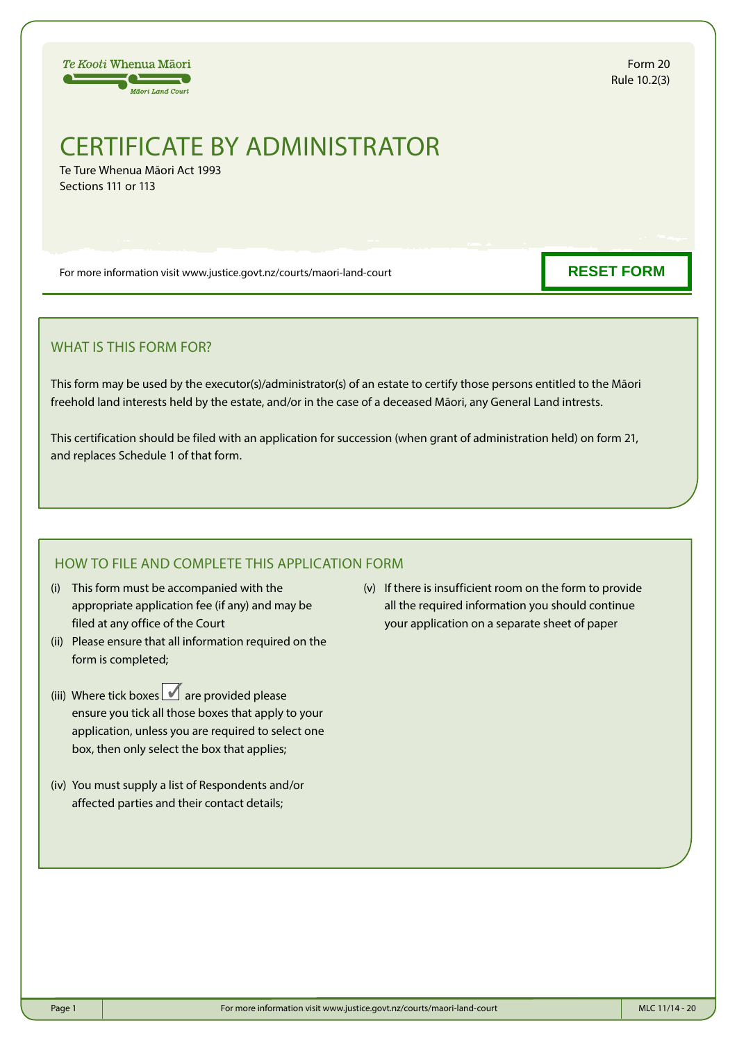Te Kooti Whenua Māori
Māori Land Court

Form 20
Rule 10.2(3)

# CERTIFICATE BY ADMINISTRATOR

Te Ture Whenua Māori Act 1993
Sections 111 or 113

For more information visit www.justice.govt.nz/courts/maori-land-court

RESET FORM

## WHAT IS THIS FORM FOR?

This form may be used by the executor(s)/administrator(s) of an estate to certify those persons entitled to the Māori freehold land interests held by the estate, and/or in the case of a deceased Māori, any General Land intrests.

This certification should be filed with an application for succession (when grant of administration held) on form 21, and replaces Schedule 1 of that form.

## HOW TO FILE AND COMPLETE THIS APPLICATION FORM

(i) This form must be accompanied with the appropriate application fee (if any) and may be filed at any office of the Court

(ii) Please ensure that all information required on the form is completed;

(iii) Where tick boxes ☑ are provided please ensure you tick all those boxes that apply to your application, unless you are required to select one box, then only select the box that applies;

(iv) You must supply a list of Respondents and/or affected parties and their contact details;

(v) If there is insufficient room on the form to provide all the required information you should continue your application on a separate sheet of paper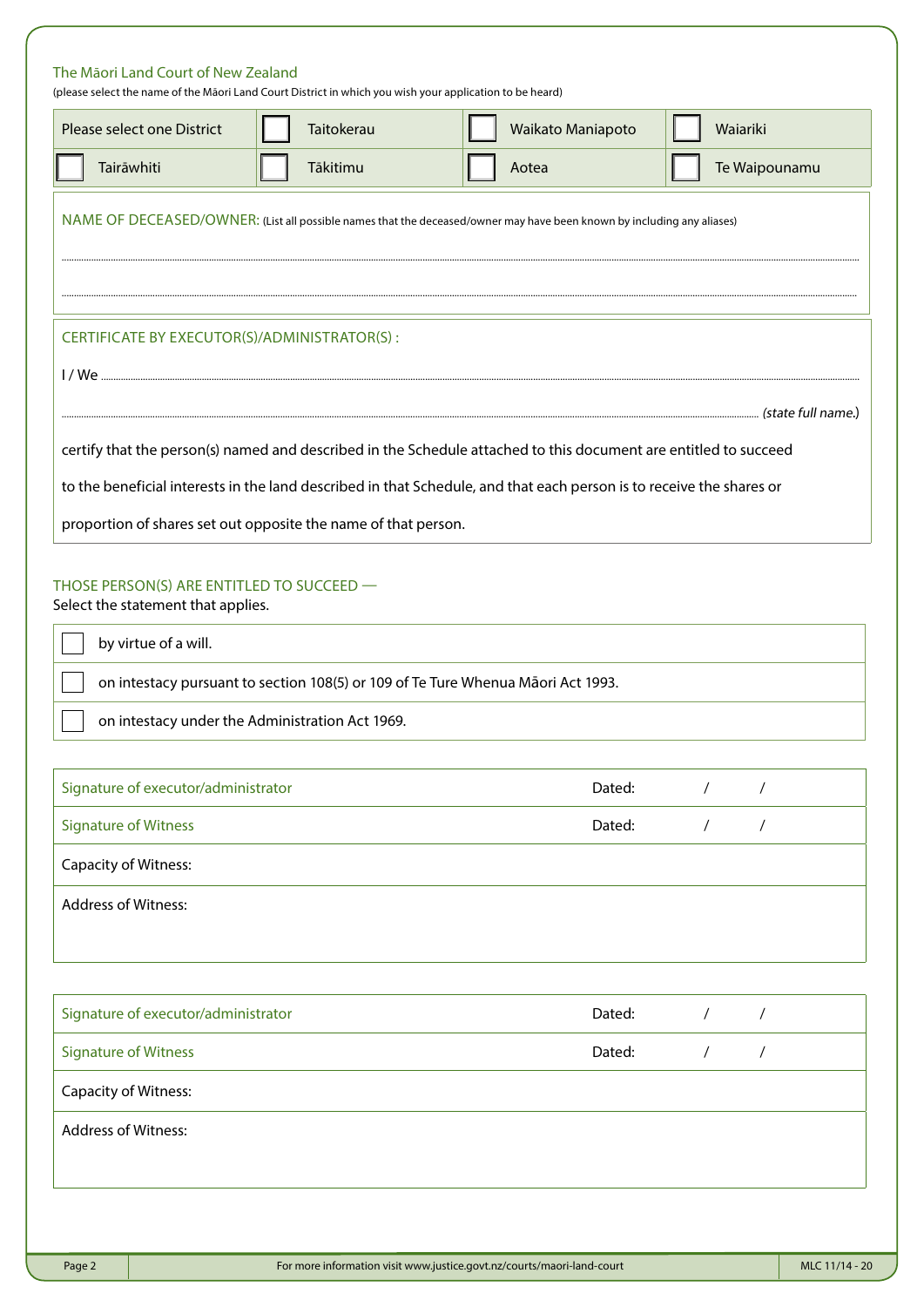The Māori Land Court of New Zealand
(please select the name of the Māori Land Court District in which you wish your application to be heard)

| Please select one District | ☐ Taitokerau | ☐ Waikato Maniapoto | ☐ Waiariki |
|---|---|---|---|
| ☐ Tairāwhiti | ☐ Tākitimu | ☐ Aotea | ☐ Te Waipounamu |

NAME OF DECEASED/OWNER: (List all possible names that the deceased/owner may have been known by including any aliases)

..............................................................................................................................................................

..............................................................................................................................................................

CERTIFICATE BY EXECUTOR(S)/ADMINISTRATOR(S) :

I / We ..............................................................................................................................................................

.............................................................................................................................................................. *(state full name.)*

certify that the person(s) named and described in the Schedule attached to this document are entitled to succeed to the beneficial interests in the land described in that Schedule, and that each person is to receive the shares or proportion of shares set out opposite the name of that person.

THOSE PERSON(S) ARE ENTITLED TO SUCCEED —
Select the statement that applies.

- ☐ by virtue of a will.
- ☐ on intestacy pursuant to section 108(5) or 109 of Te Ture Whenua Māori Act 1993.
- ☐ on intestacy under the Administration Act 1969.

| Signature of executor/administrator | Dated: / / |
|---|---|
| Signature of Witness | Dated: / / |
| Capacity of Witness: | |
| Address of Witness: | |

| Signature of executor/administrator | Dated: / / |
|---|---|
| Signature of Witness | Dated: / / |
| Capacity of Witness: | |
| Address of Witness: | |

For more information visit www.justice.govt.nz/courts/maori-land-court

MLC 11/14 - 20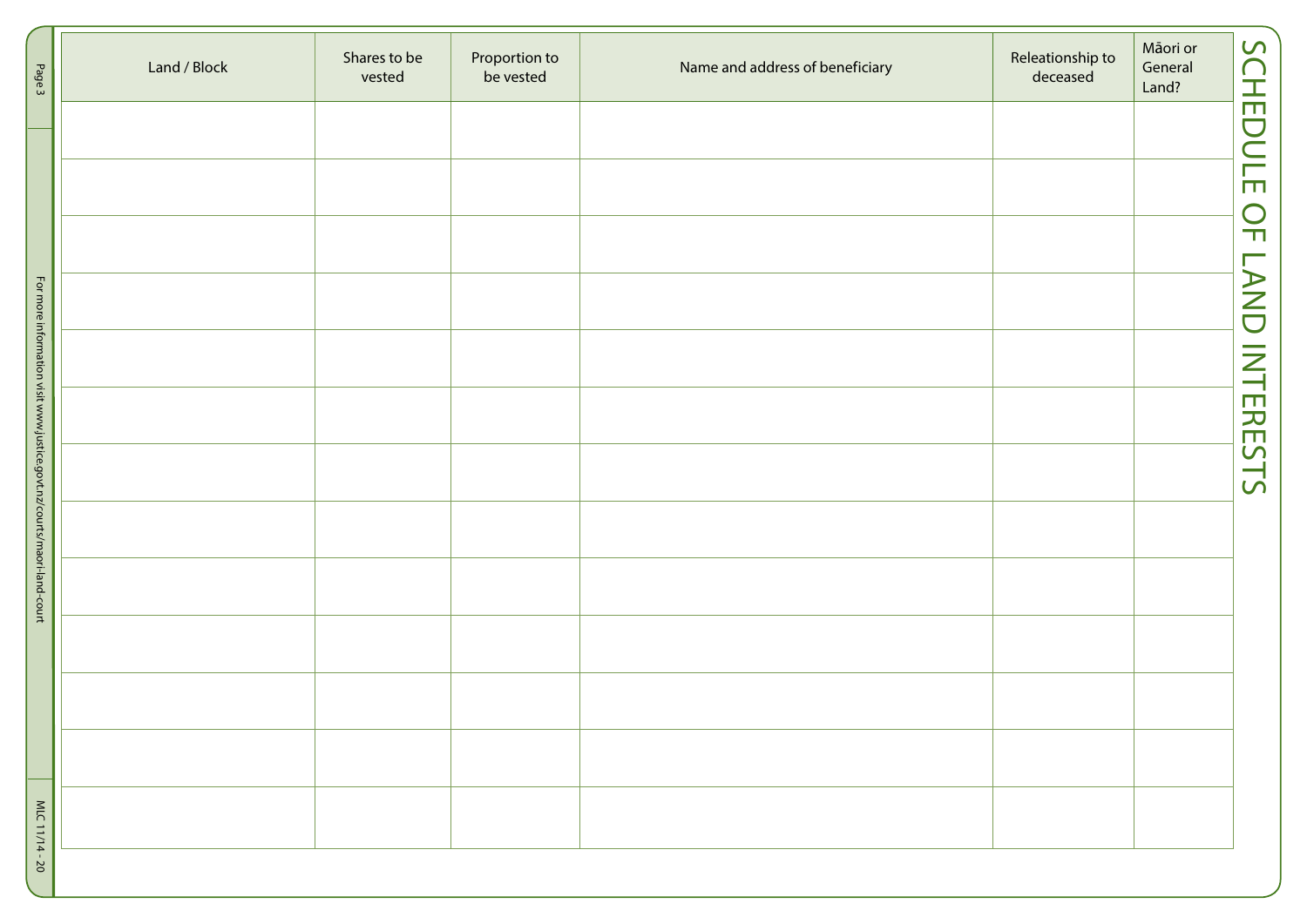# SCHEDULE OF LAND INTERESTS

| Land / Block | Shares to be vested | Proportion to be vested | Name and address of beneficiary | Releationship to deceased | Māori or General Land? |
|---|---|---|---|---|---|
| | | | | | |
| | | | | | |
| | | | | | |
| | | | | | |
| | | | | | |
| | | | | | |
| | | | | | |
| | | | | | |
| | | | | | |
| | | | | | |
| | | | | | |
| | | | | | |
| | | | | | |

For more information visit www.justice.govt.nz/courts/maori-land-court

MLC 11/14 - 20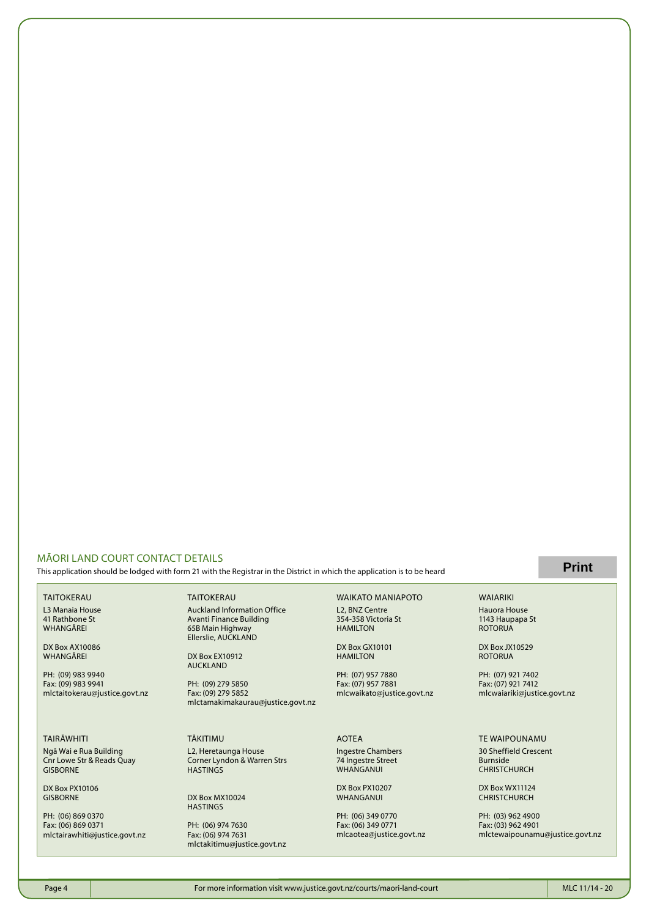## MĀORI LAND COURT CONTACT DETAILS

This application should be lodged with form 21 with the Registrar in the District in which the application is to be heard

Print

**TAITOKERAU**

L3 Manaia House
41 Rathbone St
WHANGĀREI

DX Box AX10086
WHANGĀREI

PH: (09) 983 9940
Fax: (09) 983 9941
mlctaitokerau@justice.govt.nz

**TAITOKERAU**

Auckland Information Office
Avanti Finance Building
65B Main Highway
Ellerslie, AUCKLAND

DX Box EX10912
AUCKLAND

PH: (09) 279 5850
Fax: (09) 279 5852
mlctamakimakaurau@justice.govt.nz

**WAIKATO MANIAPOTO**

L2, BNZ Centre
354-358 Victoria St
HAMILTON

DX Box GX10101
HAMILTON

PH: (07) 957 7880
Fax: (07) 957 7881
mlcwaikato@justice.govt.nz

**WAIARIKI**

Hauora House
1143 Haupapa St
ROTORUA

DX Box JX10529
ROTORUA

PH: (07) 921 7402
Fax: (07) 921 7412
mlcwaiariki@justice.govt.nz

**TAIRĀWHITI**

Ngā Wai e Rua Building
Cnr Lowe Str & Reads Quay
GISBORNE

DX Box PX10106
GISBORNE

PH: (06) 869 0370
Fax: (06) 869 0371
mlctairawhiti@justice.govt.nz

**TĀKITIMU**

L2, Heretaunga House
Corner Lyndon & Warren Strs
HASTINGS

DX Box MX10024
HASTINGS

PH: (06) 974 7630
Fax: (06) 974 7631
mlctakitimu@justice.govt.nz

**AOTEA**

Ingestre Chambers
74 Ingestre Street
WHANGANUI

DX Box PX10207
WHANGANUI

PH: (06) 349 0770
Fax: (06) 349 0771
mlcaotea@justice.govt.nz

**TE WAIPOUNAMU**

30 Sheffield Crescent
Burnside
CHRISTCHURCH

DX Box WX11124
CHRISTCHURCH

PH: (03) 962 4900
Fax: (03) 962 4901
mlctewaipounamu@justice.govt.nz

For more information visit www.justice.govt.nz/courts/maori-land-court

MLC 11/14 - 20